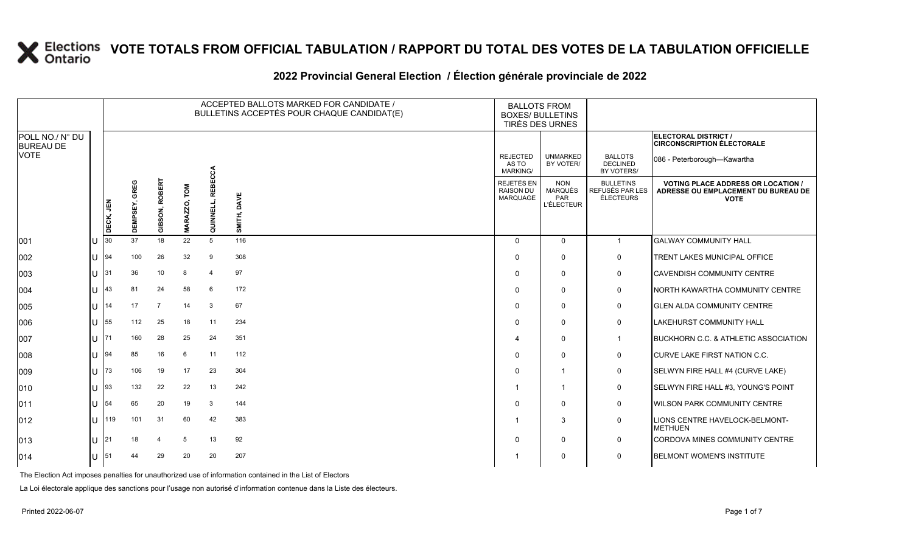# VOTE TOTALS FROM OFFICIAL TABULATION / RAPPORT DU TOTAL DES VOTES DE LA TABULATION OFFICIELLE

## 2022 Provincial General Election / Élection générale provinciale de 2022

| POLL NO./ N° DU BUREAU DE VOTE | | ACCEPTED BALLOTS MARKED FOR CANDIDATE / BULLETINS ACCEPTÉS POUR CHAQUE CANDIDAT(E) | | | | | | BALLOTS FROM BOXES/ BULLETINS TIRÉS DES URNES | | | ELECTORAL DISTRICT / CIRCONSCRIPTION ÉLECTORALE 086 - Peterborough—Kawartha |
|---|---|---|---|---|---|---|---|---|---|---|---|
| | | DECK, JEN | DEMPSEY, GREG | GIBSON, ROBERT | MARAZZO, TOM | QUINNELL, REBECCA | SMITH, DAVE | REJECTED AS TO MARKING/ REJETÉS EN RAISON DU MARQUAGE | UNMARKED BY VOTER/ NON MARQUÉS PAR L'ÉLECTEUR | BALLOTS DECLINED BY VOTERS/ BULLETINS REFUSÉS PAR LES ÉLECTEURS | VOTING PLACE ADDRESS OR LOCATION / ADRESSE OU EMPLACEMENT DU BUREAU DE VOTE |
| 001 | U | 30 | 37 | 18 | 22 | 5 | 116 | 0 | 0 | 1 | GALWAY COMMUNITY HALL |
| 002 | U | 94 | 100 | 26 | 32 | 9 | 308 | 0 | 0 | 0 | TRENT LAKES MUNICIPAL OFFICE |
| 003 | U | 31 | 36 | 10 | 8 | 4 | 97 | 0 | 0 | 0 | CAVENDISH COMMUNITY CENTRE |
| 004 | U | 43 | 81 | 24 | 58 | 6 | 172 | 0 | 0 | 0 | NORTH KAWARTHA COMMUNITY CENTRE |
| 005 | U | 14 | 17 | 7 | 14 | 3 | 67 | 0 | 0 | 0 | GLEN ALDA COMMUNITY CENTRE |
| 006 | U | 55 | 112 | 25 | 18 | 11 | 234 | 0 | 0 | 0 | LAKEHURST COMMUNITY HALL |
| 007 | U | 71 | 160 | 28 | 25 | 24 | 351 | 4 | 0 | 1 | BUCKHORN C.C. & ATHLETIC ASSOCIATION |
| 008 | U | 94 | 85 | 16 | 6 | 11 | 112 | 0 | 0 | 0 | CURVE LAKE FIRST NATION C.C. |
| 009 | U | 73 | 106 | 19 | 17 | 23 | 304 | 0 | 1 | 0 | SELWYN FIRE HALL #4 (CURVE LAKE) |
| 010 | U | 93 | 132 | 22 | 22 | 13 | 242 | 1 | 1 | 0 | SELWYN FIRE HALL #3, YOUNG'S POINT |
| 011 | U | 54 | 65 | 20 | 19 | 3 | 144 | 0 | 0 | 0 | WILSON PARK COMMUNITY CENTRE |
| 012 | U | 119 | 101 | 31 | 60 | 42 | 383 | 1 | 3 | 0 | LIONS CENTRE HAVELOCK-BELMONT-METHUEN |
| 013 | U | 21 | 18 | 4 | 5 | 13 | 92 | 0 | 0 | 0 | CORDOVA MINES COMMUNITY CENTRE |
| 014 | U | 51 | 44 | 29 | 20 | 20 | 207 | 1 | 0 | 0 | BELMONT WOMEN'S INSTITUTE |

The Election Act imposes penalties for unauthorized use of information contained in the List of Electors

La Loi électorale applique des sanctions pour l'usage non autorisé d'information contenue dans la Liste des électeurs.

Printed 2022-06-07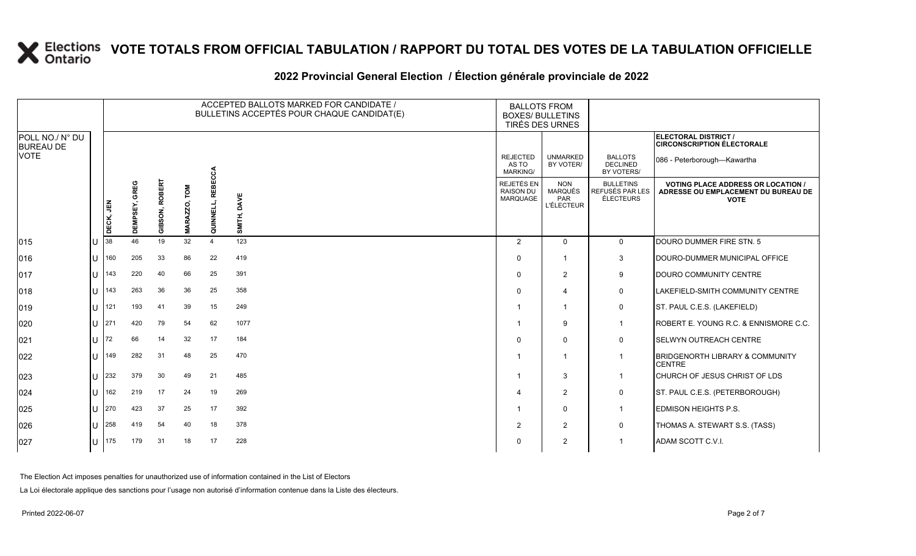# VOTE TOTALS FROM OFFICIAL TABULATION / RAPPORT DU TOTAL DES VOTES DE LA TABULATION OFFICIELLE

## 2022 Provincial General Election / Élection générale provinciale de 2022

| POLL NO./ N° DU BUREAU DE VOTE | | ACCEPTED BALLOTS MARKED FOR CANDIDATE / BULLETINS ACCEPTÉS POUR CHAQUE CANDIDAT(E) | | | | | | BALLOTS FROM BOXES/ BULLETINS TIRÉS DES URNES | | | ELECTORAL DISTRICT / CIRCONSCRIPTION ÉLECTORALE 086 - Peterborough—Kawartha |
|---|---|---|---|---|---|---|---|---|---|---|---|
| | | DECK, JEN | DEMPSEY, GREG | GIBSON, ROBERT | MARAZZO, TOM | QUINNELL, REBECCA | SMITH, DAVE | REJECTED AS TO MARKING/ REJETÉS EN RAISON DU MARQUAGE | UNMARKED BY VOTER/ NON MARQUÉS PAR L'ÉLECTEUR | BALLOTS DECLINED BY VOTERS/ BULLETINS REFUSÉS PAR LES ÉLECTEURS | VOTING PLACE ADDRESS OR LOCATION / ADRESSE OU EMPLACEMENT DU BUREAU DE VOTE |
| 015 | U | 38 | 46 | 19 | 32 | 4 | 123 | 2 | 0 | 0 | DOURO DUMMER FIRE STN. 5 |
| 016 | U | 160 | 205 | 33 | 86 | 22 | 419 | 0 | 1 | 3 | DOURO-DUMMER MUNICIPAL OFFICE |
| 017 | U | 143 | 220 | 40 | 66 | 25 | 391 | 0 | 2 | 9 | DOURO COMMUNITY CENTRE |
| 018 | U | 143 | 263 | 36 | 36 | 25 | 358 | 0 | 4 | 0 | LAKEFIELD-SMITH COMMUNITY CENTRE |
| 019 | U | 121 | 193 | 41 | 39 | 15 | 249 | 1 | 1 | 0 | ST. PAUL C.E.S. (LAKEFIELD) |
| 020 | U | 271 | 420 | 79 | 54 | 62 | 1077 | 1 | 9 | 1 | ROBERT E. YOUNG R.C. & ENNISMORE C.C. |
| 021 | U | 72 | 66 | 14 | 32 | 17 | 184 | 0 | 0 | 0 | SELWYN OUTREACH CENTRE |
| 022 | U | 149 | 282 | 31 | 48 | 25 | 470 | 1 | 1 | 1 | BRIDGENORTH LIBRARY & COMMUNITY CENTRE |
| 023 | U | 232 | 379 | 30 | 49 | 21 | 485 | 1 | 3 | 1 | CHURCH OF JESUS CHRIST OF LDS |
| 024 | U | 162 | 219 | 17 | 24 | 19 | 269 | 4 | 2 | 0 | ST. PAUL C.E.S. (PETERBOROUGH) |
| 025 | U | 270 | 423 | 37 | 25 | 17 | 392 | 1 | 0 | 1 | EDMISON HEIGHTS P.S. |
| 026 | U | 258 | 419 | 54 | 40 | 18 | 378 | 2 | 2 | 0 | THOMAS A. STEWART S.S. (TASS) |
| 027 | U | 175 | 179 | 31 | 18 | 17 | 228 | 0 | 2 | 1 | ADAM SCOTT C.V.I. |

The Election Act imposes penalties for unauthorized use of information contained in the List of Electors

La Loi électorale applique des sanctions pour l'usage non autorisé d'information contenue dans la Liste des électeurs.

Printed 2022-06-07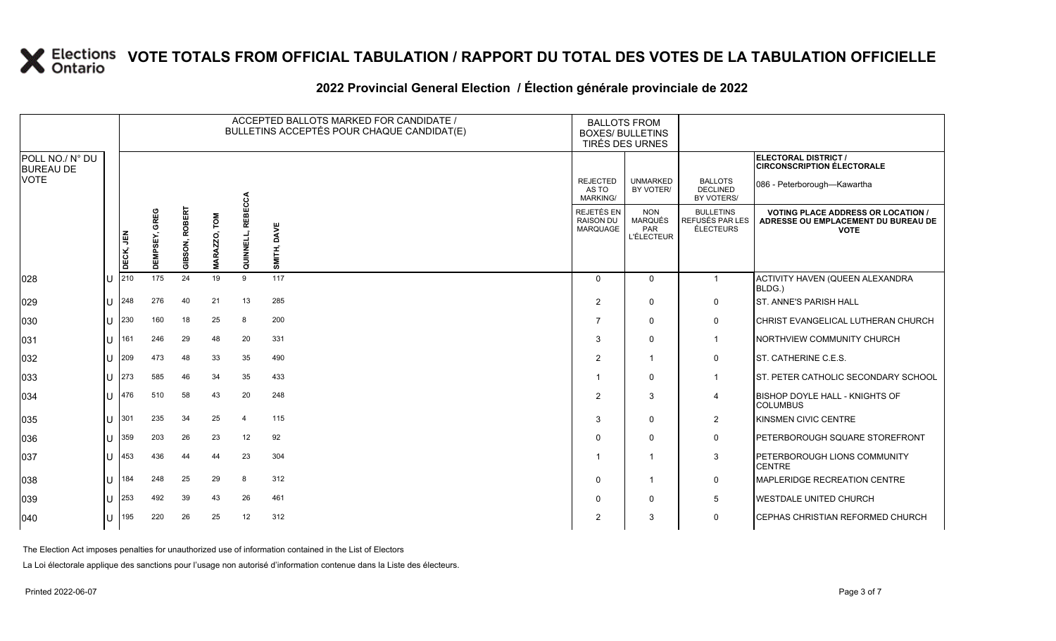# VOTE TOTALS FROM OFFICIAL TABULATION / RAPPORT DU TOTAL DES VOTES DE LA TABULATION OFFICIELLE

## 2022 Provincial General Election / Élection générale provinciale de 2022

ELECTORAL DISTRICT / CIRCONSCRIPTION ÉLECTORALE: 086 - Peterborough—Kawartha

| POLL NO./ N° DU BUREAU DE VOTE | | ACCEPTED BALLOTS MARKED FOR CANDIDATE / BULLETINS ACCEPTÉS POUR CHAQUE CANDIDAT(E) | | | | | | BALLOTS FROM BOXES/ BULLETINS TIRÉS DES URNES | | | |
|---|---|---|---|---|---|---|---|---|---|---|---|
| | | DECK, JEN | DEMPSEY, GREG | GIBSON, ROBERT | MARAZZO, TOM | QUINNELL, REBECCA | SMITH, DAVE | REJECTED AS TO MARKING/ REJETÉS EN RAISON DU MARQUAGE | UNMARKED BY VOTER/ NON MARQUÉS PAR L'ÉLECTEUR | BALLOTS DECLINED BY VOTERS/ BULLETINS REFUSÉS PAR LES ÉLECTEURS | VOTING PLACE ADDRESS OR LOCATION / ADRESSE OU EMPLACEMENT DU BUREAU DE VOTE |
| 028 | U | 210 | 175 | 24 | 19 | 9 | 117 | 0 | 0 | 1 | ACTIVITY HAVEN (QUEEN ALEXANDRA BLDG.) |
| 029 | U | 248 | 276 | 40 | 21 | 13 | 285 | 2 | 0 | 0 | ST. ANNE'S PARISH HALL |
| 030 | U | 230 | 160 | 18 | 25 | 8 | 200 | 7 | 0 | 0 | CHRIST EVANGELICAL LUTHERAN CHURCH |
| 031 | U | 161 | 246 | 29 | 48 | 20 | 331 | 3 | 0 | 1 | NORTHVIEW COMMUNITY CHURCH |
| 032 | U | 209 | 473 | 48 | 33 | 35 | 490 | 2 | 1 | 0 | ST. CATHERINE C.E.S. |
| 033 | U | 273 | 585 | 46 | 34 | 35 | 433 | 1 | 0 | 1 | ST. PETER CATHOLIC SECONDARY SCHOOL |
| 034 | U | 476 | 510 | 58 | 43 | 20 | 248 | 2 | 3 | 4 | BISHOP DOYLE HALL - KNIGHTS OF COLUMBUS |
| 035 | U | 301 | 235 | 34 | 25 | 4 | 115 | 3 | 0 | 2 | KINSMEN CIVIC CENTRE |
| 036 | U | 359 | 203 | 26 | 23 | 12 | 92 | 0 | 0 | 0 | PETERBOROUGH SQUARE STOREFRONT |
| 037 | U | 453 | 436 | 44 | 44 | 23 | 304 | 1 | 1 | 3 | PETERBOROUGH LIONS COMMUNITY CENTRE |
| 038 | U | 184 | 248 | 25 | 29 | 8 | 312 | 0 | 1 | 0 | MAPLERIDGE RECREATION CENTRE |
| 039 | U | 253 | 492 | 39 | 43 | 26 | 461 | 0 | 0 | 5 | WESTDALE UNITED CHURCH |
| 040 | U | 195 | 220 | 26 | 25 | 12 | 312 | 2 | 3 | 0 | CEPHAS CHRISTIAN REFORMED CHURCH |

The Election Act imposes penalties for unauthorized use of information contained in the List of Electors

La Loi électorale applique des sanctions pour l'usage non autorisé d'information contenue dans la Liste des électeurs.

Printed 2022-06-07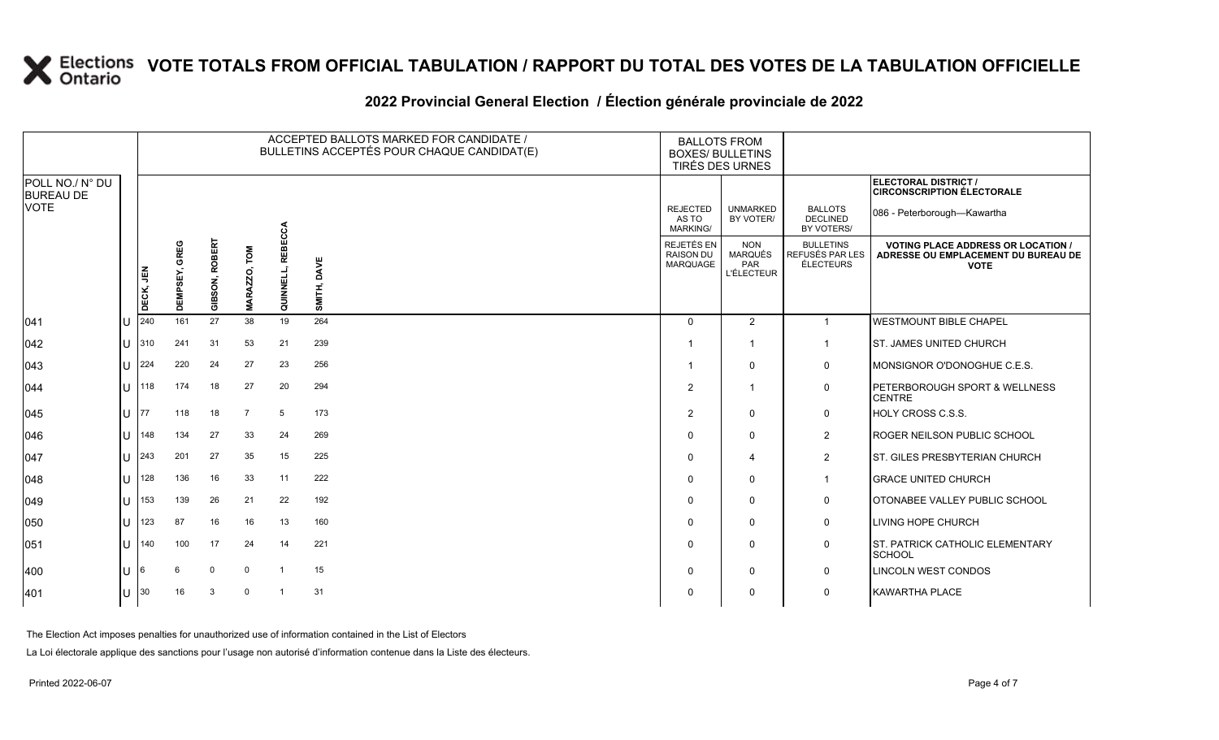# VOTE TOTALS FROM OFFICIAL TABULATION / RAPPORT DU TOTAL DES VOTES DE LA TABULATION OFFICIELLE

## 2022 Provincial General Election / Élection générale provinciale de 2022

| POLL NO./ N° DU BUREAU DE VOTE | | ACCEPTED BALLOTS MARKED FOR CANDIDATE / BULLETINS ACCEPTÉS POUR CHAQUE CANDIDAT(E) | | | | | | BALLOTS FROM BOXES/ BULLETINS TIRÉS DES URNES | | | ELECTORAL DISTRICT / CIRCONSCRIPTION ÉLECTORALE 086 - Peterborough—Kawartha |
|---|---|---|---|---|---|---|---|---|---|---|---|
| | | DECK, JEN | DEMPSEY, GREG | GIBSON, ROBERT | MARAZZO, TOM | QUINNELL, REBECCA | SMITH, DAVE | REJECTED AS TO MARKING/ REJETÉS EN RAISON DU MARQUAGE | UNMARKED BY VOTER/ NON MARQUÉS PAR L'ÉLECTEUR | BALLOTS DECLINED BY VOTERS/ BULLETINS REFUSÉS PAR LES ÉLECTEURS | VOTING PLACE ADDRESS OR LOCATION / ADRESSE OU EMPLACEMENT DU BUREAU DE VOTE |
| 041 | U | 240 | 161 | 27 | 38 | 19 | 264 | 0 | 2 | 1 | WESTMOUNT BIBLE CHAPEL |
| 042 | U | 310 | 241 | 31 | 53 | 21 | 239 | 1 | 1 | 1 | ST. JAMES UNITED CHURCH |
| 043 | U | 224 | 220 | 24 | 27 | 23 | 256 | 1 | 0 | 0 | MONSIGNOR O'DONOGHUE C.E.S. |
| 044 | U | 118 | 174 | 18 | 27 | 20 | 294 | 2 | 1 | 0 | PETERBOROUGH SPORT & WELLNESS CENTRE |
| 045 | U | 77 | 118 | 18 | 7 | 5 | 173 | 2 | 0 | 0 | HOLY CROSS C.S.S. |
| 046 | U | 148 | 134 | 27 | 33 | 24 | 269 | 0 | 0 | 2 | ROGER NEILSON PUBLIC SCHOOL |
| 047 | U | 243 | 201 | 27 | 35 | 15 | 225 | 0 | 4 | 2 | ST. GILES PRESBYTERIAN CHURCH |
| 048 | U | 128 | 136 | 16 | 33 | 11 | 222 | 0 | 0 | 1 | GRACE UNITED CHURCH |
| 049 | U | 153 | 139 | 26 | 21 | 22 | 192 | 0 | 0 | 0 | OTONABEE VALLEY PUBLIC SCHOOL |
| 050 | U | 123 | 87 | 16 | 16 | 13 | 160 | 0 | 0 | 0 | LIVING HOPE CHURCH |
| 051 | U | 140 | 100 | 17 | 24 | 14 | 221 | 0 | 0 | 0 | ST. PATRICK CATHOLIC ELEMENTARY SCHOOL |
| 400 | U | 6 | 6 | 0 | 0 | 1 | 15 | 0 | 0 | 0 | LINCOLN WEST CONDOS |
| 401 | U | 30 | 16 | 3 | 0 | 1 | 31 | 0 | 0 | 0 | KAWARTHA PLACE |

The Election Act imposes penalties for unauthorized use of information contained in the List of Electors

La Loi électorale applique des sanctions pour l'usage non autorisé d'information contenue dans la Liste des électeurs.

Printed 2022-06-07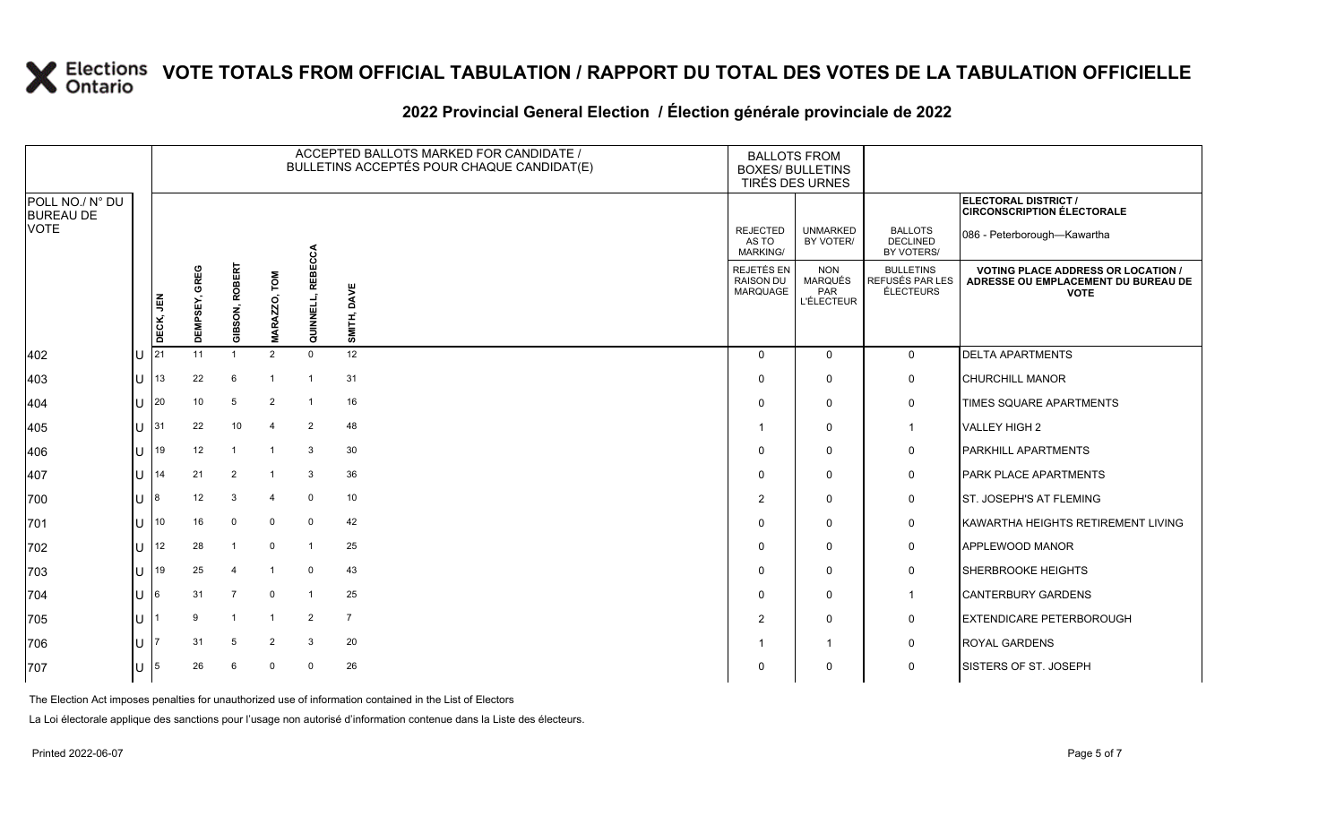# VOTE TOTALS FROM OFFICIAL TABULATION / RAPPORT DU TOTAL DES VOTES DE LA TABULATION OFFICIELLE

## 2022 Provincial General Election / Élection générale provinciale de 2022

ELECTORAL DISTRICT / CIRCONSCRIPTION ÉLECTORALE: 086 - Peterborough—Kawartha

| POLL NO./ N° DU BUREAU DE VOTE | | ACCEPTED BALLOTS MARKED FOR CANDIDATE / BULLETINS ACCEPTÉS POUR CHAQUE CANDIDAT(E) | | | | | | BALLOTS FROM BOXES/ BULLETINS TIRÉS DES URNES | | | |
|---|---|---|---|---|---|---|---|---|---|---|---|
| | | DECK, JEN | DEMPSEY, GREG | GIBSON, ROBERT | MARAZZO, TOM | QUINNELL, REBECCA | SMITH, DAVE | REJECTED AS TO MARKING/ REJETÉS EN RAISON DU MARQUAGE | UNMARKED BY VOTER/ NON MARQUÉS PAR L'ÉLECTEUR | BALLOTS DECLINED BY VOTERS/ BULLETINS REFUSÉS PAR LES ÉLECTEURS | VOTING PLACE ADDRESS OR LOCATION / ADRESSE OU EMPLACEMENT DU BUREAU DE VOTE |
| 402 | U | 21 | 11 | 1 | 2 | 0 | 12 | 0 | 0 | 0 | DELTA APARTMENTS |
| 403 | U | 13 | 22 | 6 | 1 | 1 | 31 | 0 | 0 | 0 | CHURCHILL MANOR |
| 404 | U | 20 | 10 | 5 | 2 | 1 | 16 | 0 | 0 | 0 | TIMES SQUARE APARTMENTS |
| 405 | U | 31 | 22 | 10 | 4 | 2 | 48 | 1 | 0 | 1 | VALLEY HIGH 2 |
| 406 | U | 19 | 12 | 1 | 1 | 3 | 30 | 0 | 0 | 0 | PARKHILL APARTMENTS |
| 407 | U | 14 | 21 | 2 | 1 | 3 | 36 | 0 | 0 | 0 | PARK PLACE APARTMENTS |
| 700 | U | 8 | 12 | 3 | 4 | 0 | 10 | 2 | 0 | 0 | ST. JOSEPH'S AT FLEMING |
| 701 | U | 10 | 16 | 0 | 0 | 0 | 42 | 0 | 0 | 0 | KAWARTHA HEIGHTS RETIREMENT LIVING |
| 702 | U | 12 | 28 | 1 | 0 | 1 | 25 | 0 | 0 | 0 | APPLEWOOD MANOR |
| 703 | U | 19 | 25 | 4 | 1 | 0 | 43 | 0 | 0 | 0 | SHERBROOKE HEIGHTS |
| 704 | U | 6 | 31 | 7 | 0 | 1 | 25 | 0 | 0 | 1 | CANTERBURY GARDENS |
| 705 | U | 1 | 9 | 1 | 1 | 2 | 7 | 2 | 0 | 0 | EXTENDICARE PETERBOROUGH |
| 706 | U | 7 | 31 | 5 | 2 | 3 | 20 | 1 | 1 | 0 | ROYAL GARDENS |
| 707 | U | 5 | 26 | 6 | 0 | 0 | 26 | 0 | 0 | 0 | SISTERS OF ST. JOSEPH |

The Election Act imposes penalties for unauthorized use of information contained in the List of Electors

La Loi électorale applique des sanctions pour l'usage non autorisé d'information contenue dans la Liste des électeurs.

Printed 2022-06-07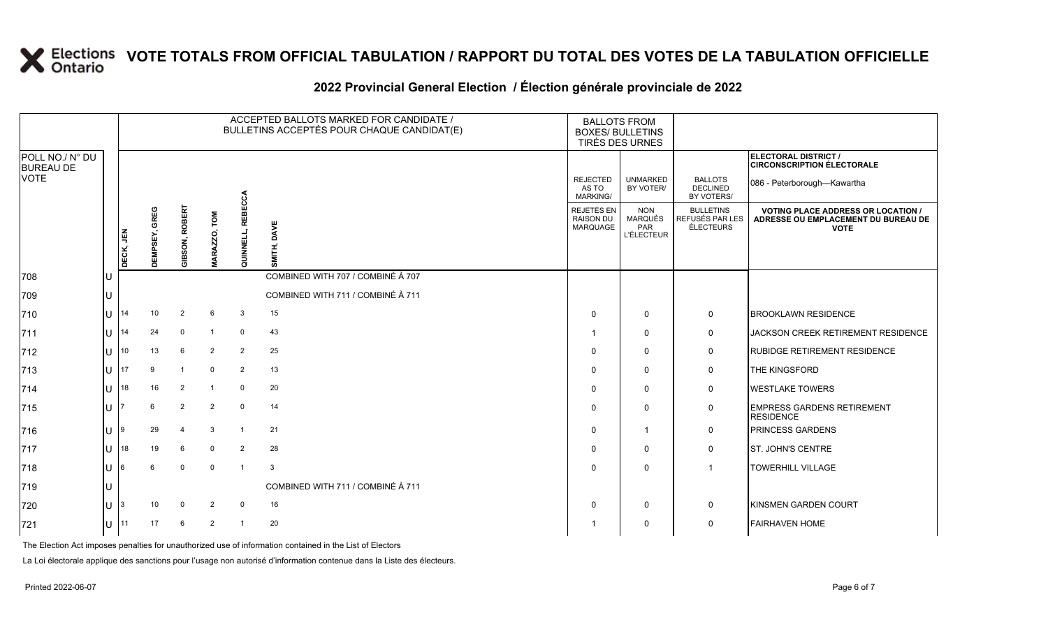# VOTE TOTALS FROM OFFICIAL TABULATION / RAPPORT DU TOTAL DES VOTES DE LA TABULATION OFFICIELLE

## 2022 Provincial General Election / Élection générale provinciale de 2022

ELECTORAL DISTRICT / CIRCONSCRIPTION ÉLECTORALE: 086 - Peterborough—Kawartha

| POLL NO./ N° DU BUREAU DE VOTE | | DECK, JEN | DEMPSEY, GREG | GIBSON, ROBERT | MARAZZO, TOM | QUINNELL, REBECCA | SMITH, DAVE | REJECTED AS TO MARKING/ REJETÉS EN RAISON DU MARQUAGE | UNMARKED BY VOTER/ NON MARQUÉS PAR L'ÉLECTEUR | BALLOTS DECLINED BY VOTERS/ BULLETINS REFUSÉS PAR LES ÉLECTEURS | VOTING PLACE ADDRESS OR LOCATION / ADRESSE OU EMPLACEMENT DU BUREAU DE VOTE |
|---|---|---|---|---|---|---|---|---|---|---|---|
| 708 | U | COMBINED WITH 707 / COMBINÉ À 707 | | | | | | | | | |
| 709 | U | COMBINED WITH 711 / COMBINÉ À 711 | | | | | | | | | |
| 710 | U | 14 | 10 | 2 | 6 | 3 | 15 | 0 | 0 | 0 | BROOKLAWN RESIDENCE |
| 711 | U | 14 | 24 | 0 | 1 | 0 | 43 | 1 | 0 | 0 | JACKSON CREEK RETIREMENT RESIDENCE |
| 712 | U | 10 | 13 | 6 | 2 | 2 | 25 | 0 | 0 | 0 | RUBIDGE RETIREMENT RESIDENCE |
| 713 | U | 17 | 9 | 1 | 0 | 2 | 13 | 0 | 0 | 0 | THE KINGSFORD |
| 714 | U | 18 | 16 | 2 | 1 | 0 | 20 | 0 | 0 | 0 | WESTLAKE TOWERS |
| 715 | U | 7 | 6 | 2 | 2 | 0 | 14 | 0 | 0 | 0 | EMPRESS GARDENS RETIREMENT RESIDENCE |
| 716 | U | 9 | 29 | 4 | 3 | 1 | 21 | 0 | 1 | 0 | PRINCESS GARDENS |
| 717 | U | 18 | 19 | 6 | 0 | 2 | 28 | 0 | 0 | 0 | ST. JOHN'S CENTRE |
| 718 | U | 6 | 6 | 0 | 0 | 1 | 3 | 0 | 0 | 1 | TOWERHILL VILLAGE |
| 719 | U | COMBINED WITH 711 / COMBINÉ À 711 | | | | | | | | | |
| 720 | U | 3 | 10 | 0 | 2 | 0 | 16 | 0 | 0 | 0 | KINSMEN GARDEN COURT |
| 721 | U | 11 | 17 | 6 | 2 | 1 | 20 | 1 | 0 | 0 | FAIRHAVEN HOME |

The Election Act imposes penalties for unauthorized use of information contained in the List of Electors

La Loi électorale applique des sanctions pour l'usage non autorisé d'information contenue dans la Liste des électeurs.

Printed 2022-06-07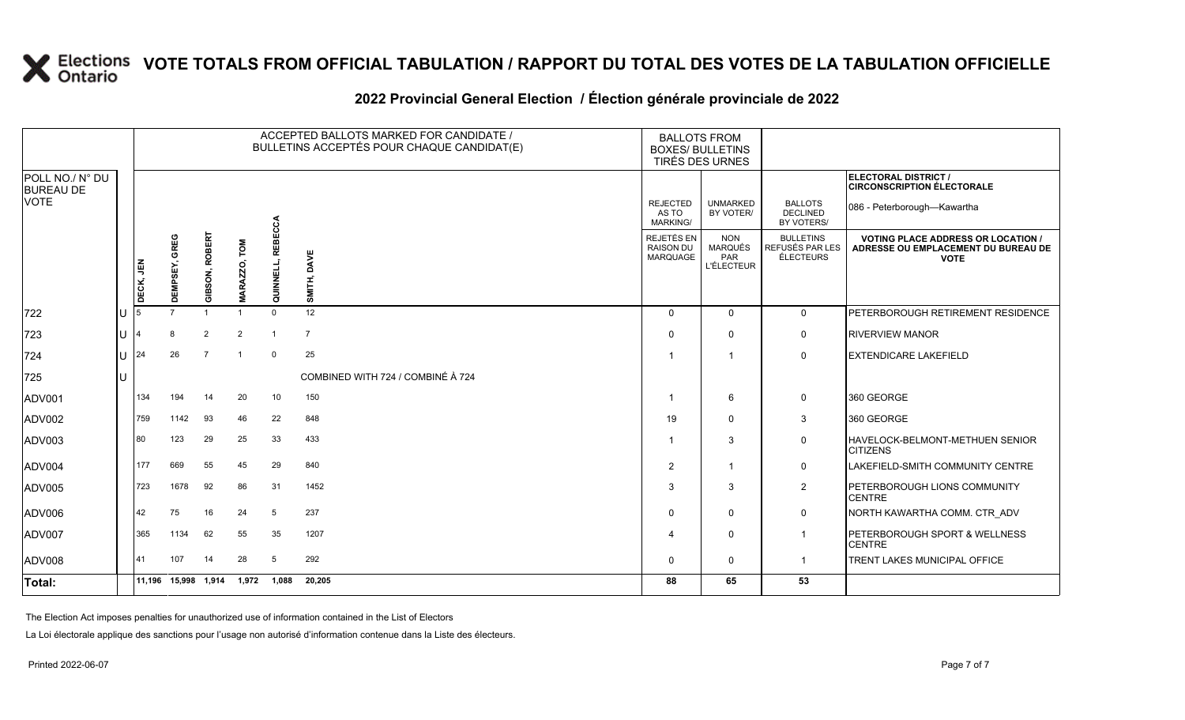# VOTE TOTALS FROM OFFICIAL TABULATION / RAPPORT DU TOTAL DES VOTES DE LA TABULATION OFFICIELLE

## 2022 Provincial General Election / Élection générale provinciale de 2022

| POLL NO./ N° DU BUREAU DE VOTE | | ACCEPTED BALLOTS MARKED FOR CANDIDATE / BULLETINS ACCEPTÉS POUR CHAQUE CANDIDAT(E) | | | | | | BALLOTS FROM BOXES/ BULLETINS TIRÉS DES URNES | | | ELECTORAL DISTRICT / CIRCONSCRIPTION ÉLECTORALE 086 - Peterborough—Kawartha |
|---|---|---|---|---|---|---|---|---|---|---|---|
| | | DECK, JEN | DEMPSEY, GREG | GIBSON, ROBERT | MARAZZO, TOM | QUINNELL, REBECCA | SMITH, DAVE | REJECTED AS TO MARKING/ REJETÉS EN RAISON DU MARQUAGE | UNMARKED BY VOTER/ NON MARQUÉS PAR L'ÉLECTEUR | BALLOTS DECLINED BY VOTERS/ BULLETINS REFUSÉS PAR LES ÉLECTEURS | VOTING PLACE ADDRESS OR LOCATION / ADRESSE OU EMPLACEMENT DU BUREAU DE VOTE |
| 722 | U | 5 | 7 | 1 | 1 | 0 | 12 | 0 | 0 | 0 | PETERBOROUGH RETIREMENT RESIDENCE |
| 723 | U | 4 | 8 | 2 | 2 | 1 | 7 | 0 | 0 | 0 | RIVERVIEW MANOR |
| 724 | U | 24 | 26 | 7 | 1 | 0 | 25 | 1 | 1 | 0 | EXTENDICARE LAKEFIELD |
| 725 | U | COMBINED WITH 724 / COMBINÉ À 724 | | | | | | | | | |
| ADV001 | | 134 | 194 | 14 | 20 | 10 | 150 | 1 | 6 | 0 | 360 GEORGE |
| ADV002 | | 759 | 1142 | 93 | 46 | 22 | 848 | 19 | 0 | 3 | 360 GEORGE |
| ADV003 | | 80 | 123 | 29 | 25 | 33 | 433 | 1 | 3 | 0 | HAVELOCK-BELMONT-METHUEN SENIOR CITIZENS |
| ADV004 | | 177 | 669 | 55 | 45 | 29 | 840 | 2 | 1 | 0 | LAKEFIELD-SMITH COMMUNITY CENTRE |
| ADV005 | | 723 | 1678 | 92 | 86 | 31 | 1452 | 3 | 3 | 2 | PETERBOROUGH LIONS COMMUNITY CENTRE |
| ADV006 | | 42 | 75 | 16 | 24 | 5 | 237 | 0 | 0 | 0 | NORTH KAWARTHA COMM. CTR_ADV |
| ADV007 | | 365 | 1134 | 62 | 55 | 35 | 1207 | 4 | 0 | 1 | PETERBOROUGH SPORT & WELLNESS CENTRE |
| ADV008 | | 41 | 107 | 14 | 28 | 5 | 292 | 0 | 0 | 1 | TRENT LAKES MUNICIPAL OFFICE |
| **Total:** | | 11,196 | 15,998 | 1,914 | 1,972 | 1,088 | 20,205 | 88 | 65 | 53 | |

The Election Act imposes penalties for unauthorized use of information contained in the List of Electors

La Loi électorale applique des sanctions pour l'usage non autorisé d'information contenue dans la Liste des électeurs.

Printed 2022-06-07